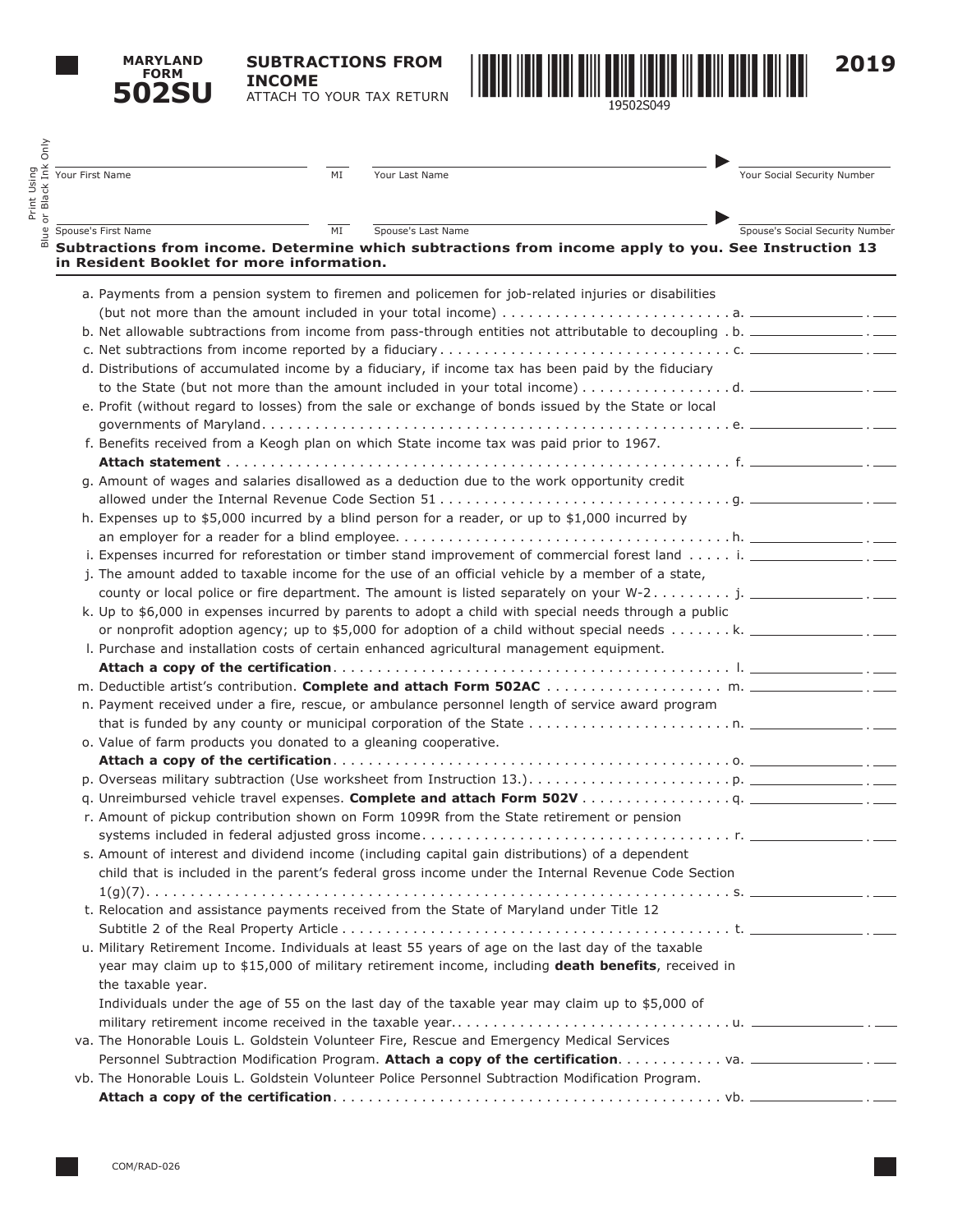# MARYLAND FORM 502SU

## SUBTRACTIONS FROM INCOME

ATTACH TO YOUR TAX RETURN

19502S049

**2019**

Print Using Blue or Black Ink Only

Your First Name | MI | Your Last Name | Your Social Security Number

Spouse's First Name | MI | Spouse's Last Name | Spouse's Social Security Number

**Subtractions from income. Determine which subtractions from income apply to you. See Instruction 13 in Resident Booklet for more information.**

a. Payments from a pension system to firemen and policemen for job-related injuries or disabilities (but not more than the amount included in your total income) . . . . . . . . . . . . . . . . . . . . . . . . . . a. ______ . ___

b. Net allowable subtractions from income from pass-through entities not attributable to decoupling . b. ______ . ___

c. Net subtractions from income reported by a fiduciary . . . . . . . . . . . . . . . . . . . . . . . . . . . . . . . . c. ______ . ___

d. Distributions of accumulated income by a fiduciary, if income tax has been paid by the fiduciary to the State (but not more than the amount included in your total income) . . . . . . . . . . . . . . . . d. ______ . ___

e. Profit (without regard to losses) from the sale or exchange of bonds issued by the State or local governments of Maryland . . . . . . . . . . . . . . . . . . . . . . . . . . . . . . . . . . . . . . . . . . . . . . . . . . . e. ______ . ___

f. Benefits received from a Keogh plan on which State income tax was paid prior to 1967. **Attach statement** . . . . . . . . . . . . . . . . . . . . . . . . . . . . . . . . . . . . . . . . . . . . . . . . . . . . . . . . f. ______ . ___

g. Amount of wages and salaries disallowed as a deduction due to the work opportunity credit allowed under the Internal Revenue Code Section 51 . . . . . . . . . . . . . . . . . . . . . . . . . . . . . . . . g. ______ . ___

h. Expenses up to $5,000 incurred by a blind person for a reader, or up to $1,000 incurred by an employer for a reader for a blind employee. . . . . . . . . . . . . . . . . . . . . . . . . . . . . . . . . . . . . . h. ______ . ___

i. Expenses incurred for reforestation or timber stand improvement of commercial forest land . . . . . i. ______ . ___

j. The amount added to taxable income for the use of an official vehicle by a member of a state, county or local police or fire department. The amount is listed separately on your W-2 . . . . . . . . . j. ______ . ___

k. Up to $6,000 in expenses incurred by parents to adopt a child with special needs through a public or nonprofit adoption agency; up to $5,000 for adoption of a child without special needs . . . . . . . k. ______ . ___

l. Purchase and installation costs of certain enhanced agricultural management equipment. **Attach a copy of the certification**. . . . . . . . . . . . . . . . . . . . . . . . . . . . . . . . . . . . . . . . . . . . . l. ______ . ___

m. Deductible artist's contribution. **Complete and attach Form 502AC** . . . . . . . . . . . . . . . . . . . . m. ______ . ___

n. Payment received under a fire, rescue, or ambulance personnel length of service award program that is funded by any county or municipal corporation of the State . . . . . . . . . . . . . . . . . . . . . . . n. ______ . ___

o. Value of farm products you donated to a gleaning cooperative. **Attach a copy of the certification**. . . . . . . . . . . . . . . . . . . . . . . . . . . . . . . . . . . . . . . . . . . . . o. ______ . ___

p. Overseas military subtraction (Use worksheet from Instruction 13.). . . . . . . . . . . . . . . . . . . . . . . p. ______ . ___

q. Unreimbursed vehicle travel expenses. **Complete and attach Form 502V** . . . . . . . . . . . . . . . . . q. ______ . ___

r. Amount of pickup contribution shown on Form 1099R from the State retirement or pension systems included in federal adjusted gross income. . . . . . . . . . . . . . . . . . . . . . . . . . . . . . . . . . . r. ______ . ___

s. Amount of interest and dividend income (including capital gain distributions) of a dependent child that is included in the parent's federal gross income under the Internal Revenue Code Section 1(g)(7). . . . . . . . . . . . . . . . . . . . . . . . . . . . . . . . . . . . . . . . . . . . . . . . . . . . . . . . . . . . . . . . s. ______ . ___

t. Relocation and assistance payments received from the State of Maryland under Title 12 Subtitle 2 of the Real Property Article . . . . . . . . . . . . . . . . . . . . . . . . . . . . . . . . . . . . . . . . . . . t. ______ . ___

u. Military Retirement Income. Individuals at least 55 years of age on the last day of the taxable year may claim up to $15,000 of military retirement income, including **death benefits**, received in the taxable year.
Individuals under the age of 55 on the last day of the taxable year may claim up to $5,000 of military retirement income received in the taxable year. . . . . . . . . . . . . . . . . . . . . . . . . . . . . . . . u. ______ . ___

va. The Honorable Louis L. Goldstein Volunteer Fire, Rescue and Emergency Medical Services Personnel Subtraction Modification Program. **Attach a copy of the certification**. . . . . . . . . . . . va. ______ . ___

vb. The Honorable Louis L. Goldstein Volunteer Police Personnel Subtraction Modification Program. **Attach a copy of the certification**. . . . . . . . . . . . . . . . . . . . . . . . . . . . . . . . . . . . . . . . . . . vb. ______ . ___

COM/RAD-026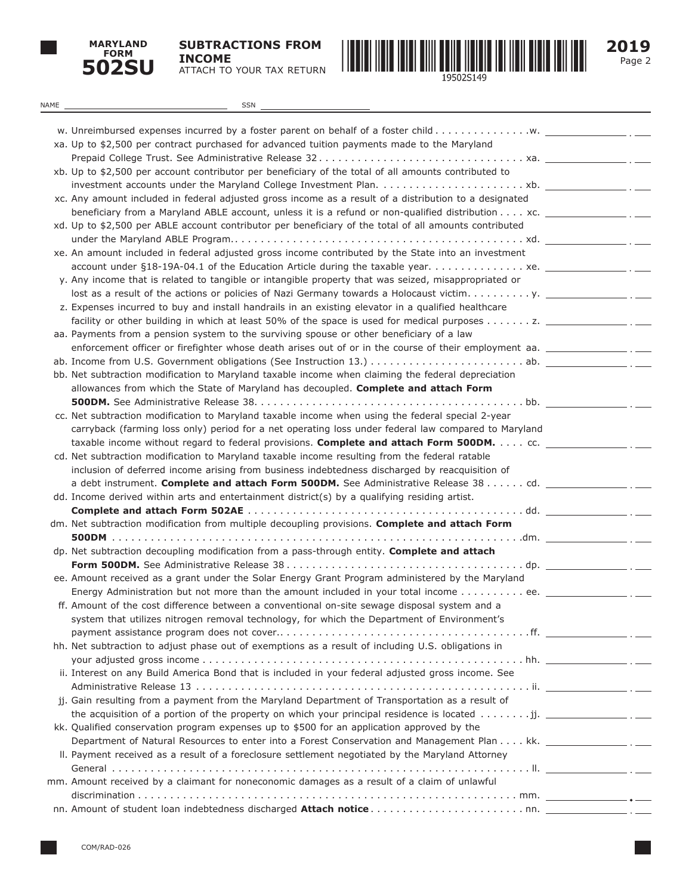**MARYLAND FORM 502SU**

**SUBTRACTIONS FROM INCOME**
ATTACH TO YOUR TAX RETURN

**2019**

19502S149

NAME ______________________ SSN ______________________

w. Unreimbursed expenses incurred by a foster parent on behalf of a foster child . . . . . . . . . . . . . . .w. ______________ . ___

xa. Up to $2,500 per contract purchased for advanced tuition payments made to the Maryland Prepaid College Trust. See Administrative Release 32 . . . . . . . . . . . . . . . . . . . . . . . . . . . . . . . . xa. ______________ . ___

xb. Up to $2,500 per account contributor per beneficiary of the total of all amounts contributed to investment accounts under the Maryland College Investment Plan. . . . . . . . . . . . . . . . . . . . . . . xb. ______________ . ___

xc. Any amount included in federal adjusted gross income as a result of a distribution to a designated beneficiary from a Maryland ABLE account, unless it is a refund or non-qualified distribution . . . . xc. ______________ . ___

xd. Up to $2,500 per ABLE account contributor per beneficiary of the total of all amounts contributed under the Maryland ABLE Program. . . . . . . . . . . . . . . . . . . . . . . . . . . . . . . . . . . . . . . . . . . . . xd. ______________ . ___

xe. An amount included in federal adjusted gross income contributed by the State into an investment account under §18-19A-04.1 of the Education Article during the taxable year. . . . . . . . . . . . . . . xe. ______________ . ___

y. Any income that is related to tangible or intangible property that was seized, misappropriated or lost as a result of the actions or policies of Nazi Germany towards a Holocaust victim. . . . . . . . . . y. ______________ . ___

z. Expenses incurred to buy and install handrails in an existing elevator in a qualified healthcare facility or other building in which at least 50% of the space is used for medical purposes . . . . . . . z. ______________ . ___

aa. Payments from a pension system to the surviving spouse or other beneficiary of a law enforcement officer or firefighter whose death arises out of or in the course of their employment aa. ______________ . ___

ab. Income from U.S. Government obligations (See Instruction 13.) . . . . . . . . . . . . . . . . . . . . . . . . ab. ______________ . ___

bb. Net subtraction modification to Maryland taxable income when claiming the federal depreciation allowances from which the State of Maryland has decoupled. **Complete and attach Form 500DM.** See Administrative Release 38. . . . . . . . . . . . . . . . . . . . . . . . . . . . . . . . . . . . . . . . . bb. ______________ . ___

cc. Net subtraction modification to Maryland taxable income when using the federal special 2-year carryback (farming loss only) period for a net operating loss under federal law compared to Maryland taxable income without regard to federal provisions. **Complete and attach Form 500DM.** . . . . cc. ______________ . ___

cd. Net subtraction modification to Maryland taxable income resulting from the federal ratable inclusion of deferred income arising from business indebtedness discharged by reacquisition of a debt instrument. **Complete and attach Form 500DM.** See Administrative Release 38 . . . . . . cd. ______________ . ___

dd. Income derived within arts and entertainment district(s) by a qualifying residing artist. **Complete and attach Form 502AE** . . . . . . . . . . . . . . . . . . . . . . . . . . . . . . . . . . . . . . . . . . dd. ______________ . ___

dm. Net subtraction modification from multiple decoupling provisions. **Complete and attach Form 500DM** . . . . . . . . . . . . . . . . . . . . . . . . . . . . . . . . . . . . . . . . . . . . . . . . . . . . . . . . . . . . . . .dm. ______________ . ___

dp. Net subtraction decoupling modification from a pass-through entity. **Complete and attach Form 500DM.** See Administrative Release 38 . . . . . . . . . . . . . . . . . . . . . . . . . . . . . . . . . . . . dp. ______________ . ___

ee. Amount received as a grant under the Solar Energy Grant Program administered by the Maryland Energy Administration but not more than the amount included in your total income . . . . . . . . . . ee. ______________ . ___

ff. Amount of the cost difference between a conventional on-site sewage disposal system and a system that utilizes nitrogen removal technology, for which the Department of Environment's payment assistance program does not cover.. . . . . . . . . . . . . . . . . . . . . . . . . . . . . . . . . . . . . . .ff. ______________ . ___

hh. Net subtraction to adjust phase out of exemptions as a result of including U.S. obligations in your adjusted gross income . . . . . . . . . . . . . . . . . . . . . . . . . . . . . . . . . . . . . . . . . . . . . . . . . hh. ______________ . ___

ii. Interest on any Build America Bond that is included in your federal adjusted gross income. See Administrative Release 13 . . . . . . . . . . . . . . . . . . . . . . . . . . . . . . . . . . . . . . . . . . . . . . . . . . . ii. ______________ . ___

jj. Gain resulting from a payment from the Maryland Department of Transportation as a result of the acquisition of a portion of the property on which your principal residence is located . . . . . . . .jj. ______________ . ___

kk. Qualified conservation program expenses up to $500 for an application approved by the Department of Natural Resources to enter into a Forest Conservation and Management Plan . . . . kk. ______________ . ___

ll. Payment received as a result of a foreclosure settlement negotiated by the Maryland Attorney General . . . . . . . . . . . . . . . . . . . . . . . . . . . . . . . . . . . . . . . . . . . . . . . . . . . . . . . . . . . . . . . ll. ______________ . ___

mm. Amount received by a claimant for noneconomic damages as a result of a claim of unlawful discrimination . . . . . . . . . . . . . . . . . . . . . . . . . . . . . . . . . . . . . . . . . . . . . . . . . . . . . . . . . . . mm. ______________ . ___

nn. Amount of student loan indebtedness discharged **Attach notice** . . . . . . . . . . . . . . . . . . . . . . . . nn. ______________ . ___

COM/RAD-026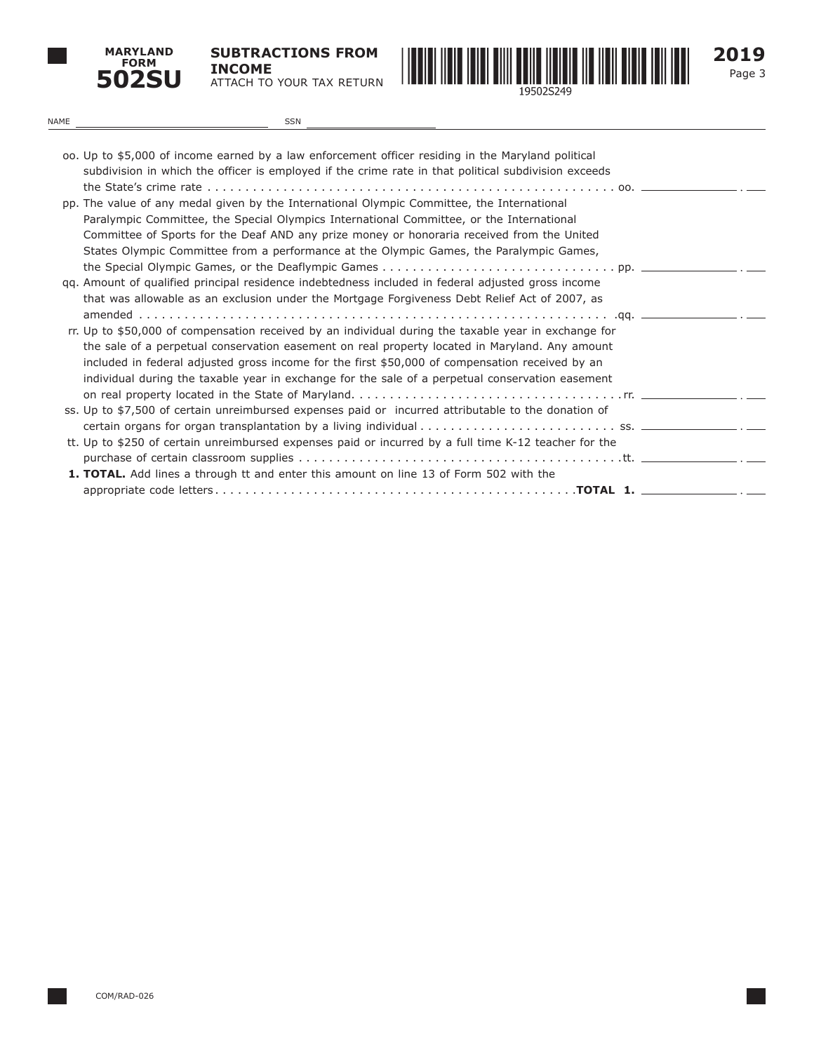**MARYLAND FORM 502SU**

**SUBTRACTIONS FROM INCOME**

ATTACH TO YOUR TAX RETURN

19502S249

**2019**

NAME ______________________ SSN ______________________

oo. Up to $5,000 of income earned by a law enforcement officer residing in the Maryland political subdivision in which the officer is employed if the crime rate in that political subdivision exceeds the State's crime rate . . . . . . . . . . . . . . . . . . . . . . . . . . . . . . . . . . . . . . . . . . . . . . . . . . . . . . oo. ______________ . ___

pp. The value of any medal given by the International Olympic Committee, the International Paralympic Committee, the Special Olympics International Committee, or the International Committee of Sports for the Deaf AND any prize money or honoraria received from the United States Olympic Committee from a performance at the Olympic Games, the Paralympic Games, the Special Olympic Games, or the Deaflympic Games . . . . . . . . . . . . . . . . . . . . . . . . . . . . . . . pp. ______________ . ___

qq. Amount of qualified principal residence indebtedness included in federal adjusted gross income that was allowable as an exclusion under the Mortgage Forgiveness Debt Relief Act of 2007, as amended . . . . . . . . . . . . . . . . . . . . . . . . . . . . . . . . . . . . . . . . . . . . . . . . . . . . . . . . . . . . . .qq. ______________ . ___

rr. Up to $50,000 of compensation received by an individual during the taxable year in exchange for the sale of a perpetual conservation easement on real property located in Maryland. Any amount included in federal adjusted gross income for the first $50,000 of compensation received by an individual during the taxable year in exchange for the sale of a perpetual conservation easement on real property located in the State of Maryland. . . . . . . . . . . . . . . . . . . . . . . . . . . . . . . . . . . . .rr. ______________ . ___

ss. Up to $7,500 of certain unreimbursed expenses paid or incurred attributable to the donation of certain organs for organ transplantation by a living individual . . . . . . . . . . . . . . . . . . . . . . . . . . ss. ______________ . ___

tt. Up to $250 of certain unreimbursed expenses paid or incurred by a full time K-12 teacher for the purchase of certain classroom supplies . . . . . . . . . . . . . . . . . . . . . . . . . . . . . . . . . . . . . . . . . . . .tt. ______________ . ___

**1. TOTAL.** Add lines a through tt and enter this amount on line 13 of Form 502 with the appropriate code letters . . . . . . . . . . . . . . . . . . . . . . . . . . . . . . . . . . . . . . . . . . . . . . . .**TOTAL 1.** ______________ . ___

COM/RAD-026